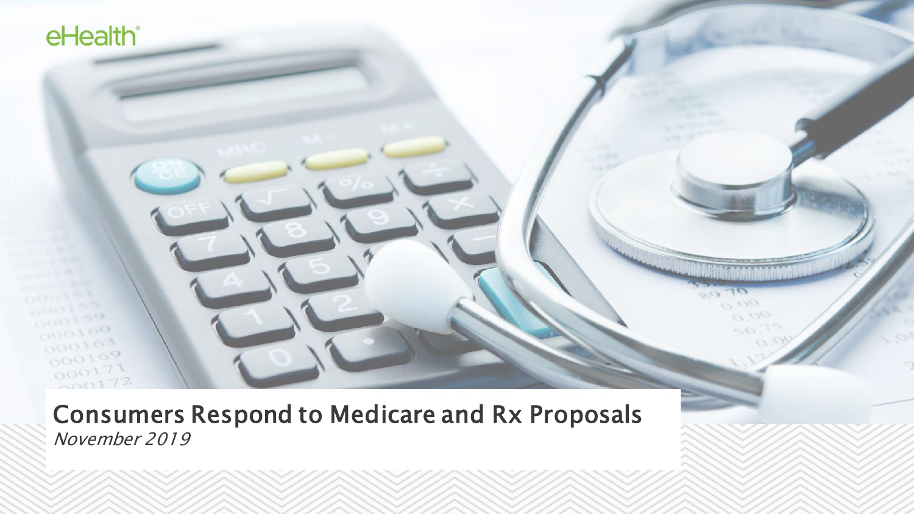eHealth®

# Consumers Respond to Medicare and Rx Proposals

*November 2019*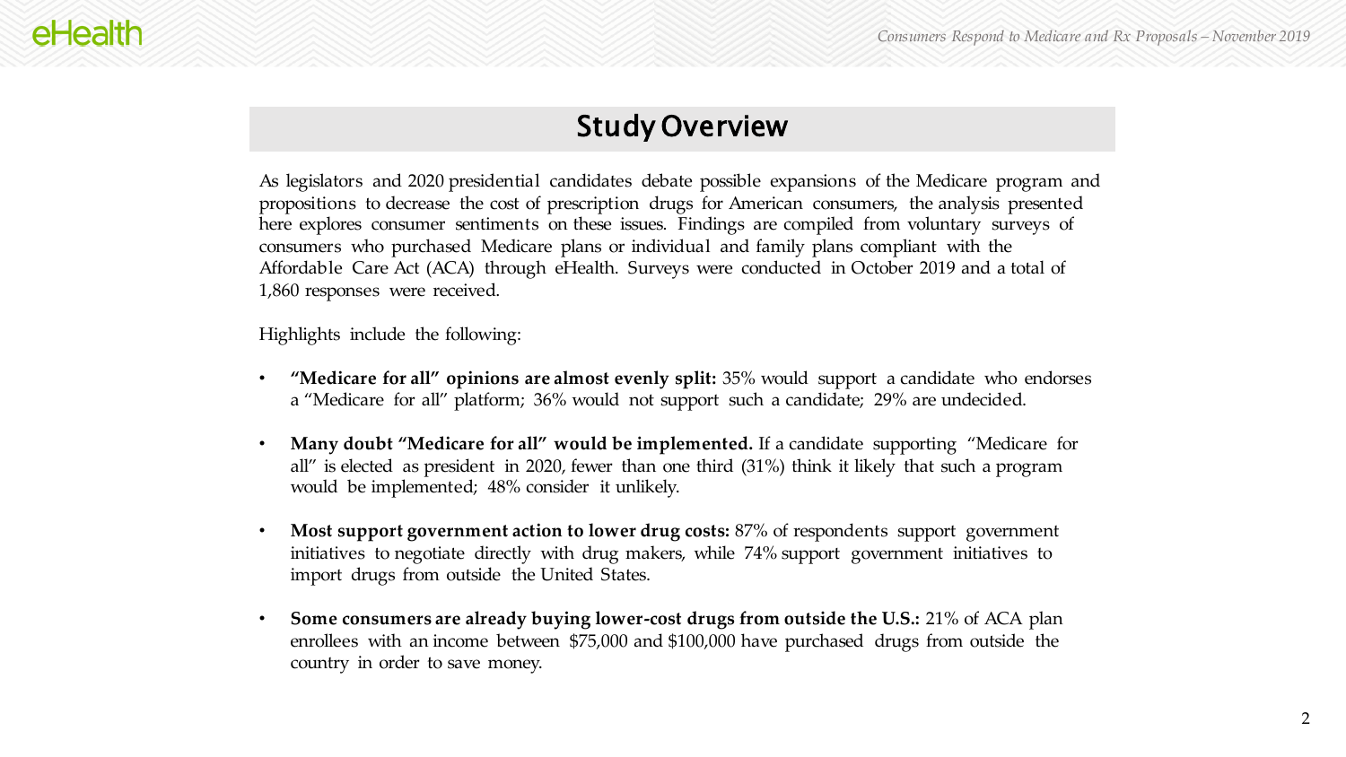## Study Overview

As legislators and 2020 presidential candidates debate possible expansions of the Medicare program and propositions to decrease the cost of prescription drugs for American consumers, the analysis presented here explores consumer sentiments on these issues. Findings are compiled from voluntary surveys of consumers who purchased Medicare plans or individual and family plans compliant with the Affordable Care Act (ACA) through eHealth. Surveys were conducted in October 2019 and a total of 1,860 responses were received.

Highlights include the following:

- **"Medicare for all" opinions are almost evenly split:** 35% would support a candidate who endorses a "Medicare for all" platform; 36% would not support such a candidate; 29% are undecided.
- **Many doubt "Medicare for all" would be implemented.** If a candidate supporting "Medicare for all" is elected as president in 2020, fewer than one third (31%) think it likely that such a program would be implemented; 48% consider it unlikely.
- **Most support government action to lower drug costs:** 87% of respondents support government initiatives to negotiate directly with drug makers, while 74% support government initiatives to import drugs from outside the United States.
- **Some consumers are already buying lower-cost drugs from outside the U.S.:** 21% of ACA plan enrollees with an income between $75,000 and $100,000 have purchased drugs from outside the country in order to save money.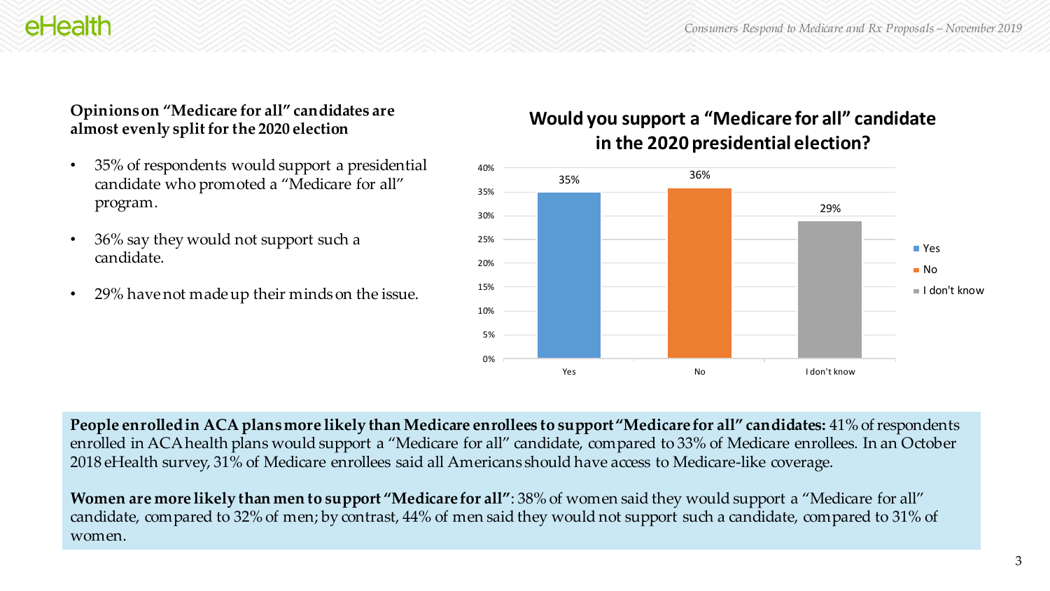**Opinions on "Medicare for all" candidates are almost evenly split for the 2020 election**

- 35% of respondents would support a presidential candidate who promoted a "Medicare for all" program.
- 36% say they would not support such a candidate.
- 29% have not made up their minds on the issue.

**Would you support a "Medicare for all" candidate in the 2020 presidential election?**

| Response | Percentage |
|---|---|
| Yes | 35% |
| No | 36% |
| I don't know | 29% |

**People enrolled in ACA plans more likely than Medicare enrollees to support "Medicare for all" candidates:** 41% of respondents enrolled in ACA health plans would support a "Medicare for all" candidate, compared to 33% of Medicare enrollees. In an October 2018 eHealth survey, 31% of Medicare enrollees said all Americans should have access to Medicare-like coverage.

**Women are more likely than men to support "Medicare for all"**: 38% of women said they would support a "Medicare for all" candidate, compared to 32% of men; by contrast, 44% of men said they would not support such a candidate, compared to 31% of women.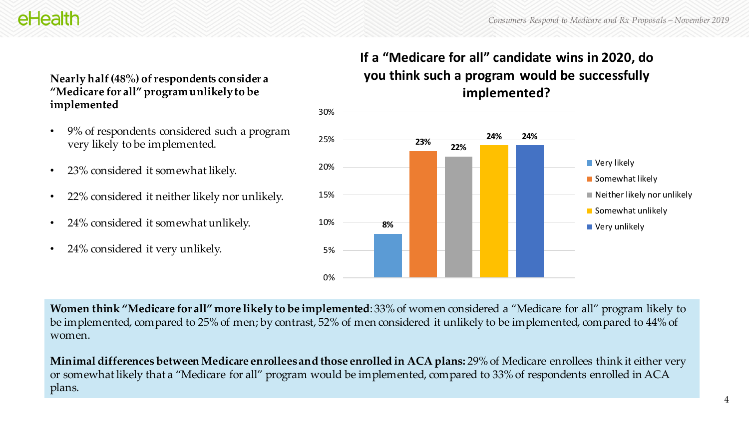**Nearly half (48%) of respondents consider a "Medicare for all" program unlikely to be implemented**

- 9% of respondents considered such a program very likely to be implemented.
- 23% considered it somewhat likely.
- 22% considered it neither likely nor unlikely.
- 24% considered it somewhat unlikely.
- 24% considered it very unlikely.

**If a "Medicare for all" candidate wins in 2020, do you think such a program would be successfully implemented?**

| Response | Percentage |
|---|---|
| Very likely | 8% |
| Somewhat likely | 23% |
| Neither likely nor unlikely | 22% |
| Somewhat unlikely | 24% |
| Very unlikely | 24% |

**Women think "Medicare for all" more likely to be implemented**: 33% of women considered a "Medicare for all" program likely to be implemented, compared to 25% of men; by contrast, 52% of men considered it unlikely to be implemented, compared to 44% of women.

**Minimal differences between Medicare enrollees and those enrolled in ACA plans:** 29% of Medicare enrollees think it either very or somewhat likely that a "Medicare for all" program would be implemented, compared to 33% of respondents enrolled in ACA plans.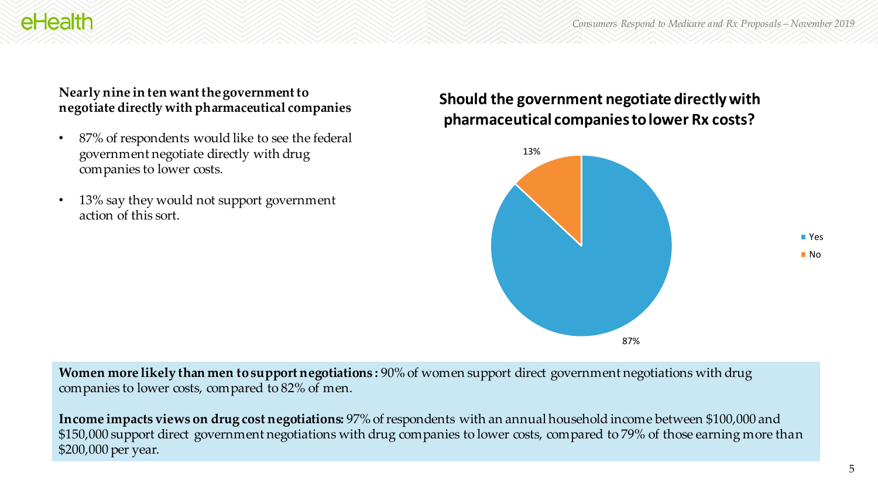**Nearly nine in ten want the government to negotiate directly with pharmaceutical companies**

- 87% of respondents would like to see the federal government negotiate directly with drug companies to lower costs.
- 13% say they would not support government action of this sort.

**Should the government negotiate directly with pharmaceutical companies to lower Rx costs?**

| Response | Percentage |
|---|---|
| Yes | 87% |
| No | 13% |

**Women more likely than men to support negotiations:** 90% of women support direct government negotiations with drug companies to lower costs, compared to 82% of men.

**Income impacts views on drug cost negotiations:** 97% of respondents with an annual household income between $100,000 and $150,000 support direct government negotiations with drug companies to lower costs, compared to 79% of those earning more than $200,000 per year.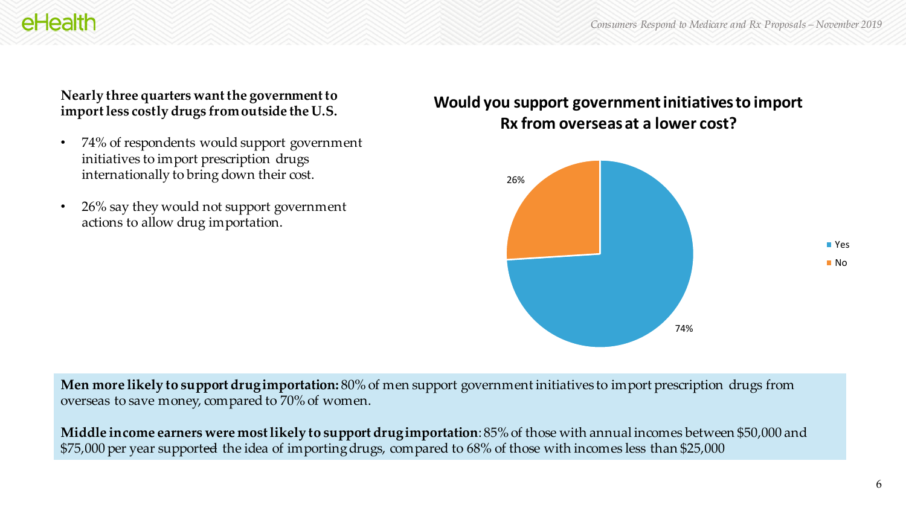**Nearly three quarters want the government to import less costly drugs from outside the U.S.**

- 74% of respondents would support government initiatives to import prescription drugs internationally to bring down their cost.
- 26% say they would not support government actions to allow drug importation.

**Would you support government initiatives to import Rx from overseas at a lower cost?**

| Response | Percent |
|---|---|
| Yes | 74% |
| No | 26% |

**Men more likely to support drug importation:** 80% of men support government initiatives to import prescription drugs from overseas to save money, compared to 70% of women.

**Middle income earners were most likely to support drug importation**: 85% of those with annual incomes between $50,000 and $75,000 per year supported the idea of importing drugs, compared to 68% of those with incomes less than $25,000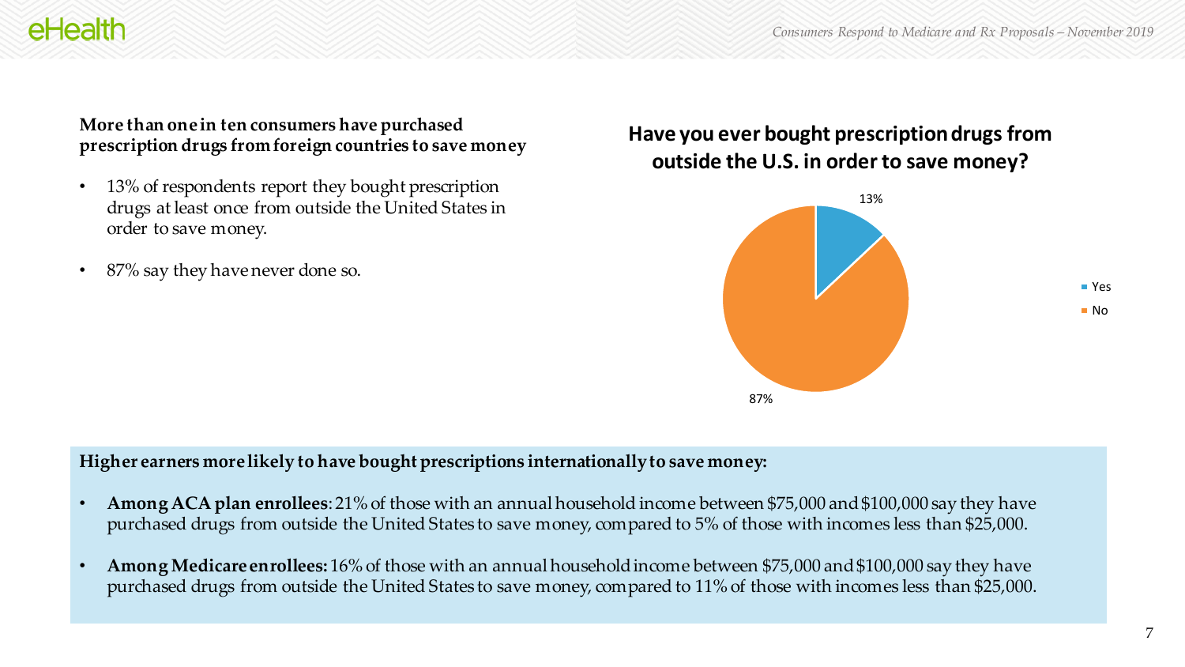**More than one in ten consumers have purchased prescription drugs from foreign countries to save money**

- 13% of respondents report they bought prescription drugs at least once from outside the United States in order to save money.
- 87% say they have never done so.

**Have you ever bought prescription drugs from outside the U.S. in order to save money?**

| Response | Percent |
|---|---|
| Yes | 13% |
| No | 87% |

**Higher earners more likely to have bought prescriptions internationally to save money:**

- **Among ACA plan enrollees**: 21% of those with an annual household income between $75,000 and $100,000 say they have purchased drugs from outside the United States to save money, compared to 5% of those with incomes less than $25,000.
- **Among Medicare enrollees:** 16% of those with an annual household income between $75,000 and $100,000 say they have purchased drugs from outside the United States to save money, compared to 11% of those with incomes less than $25,000.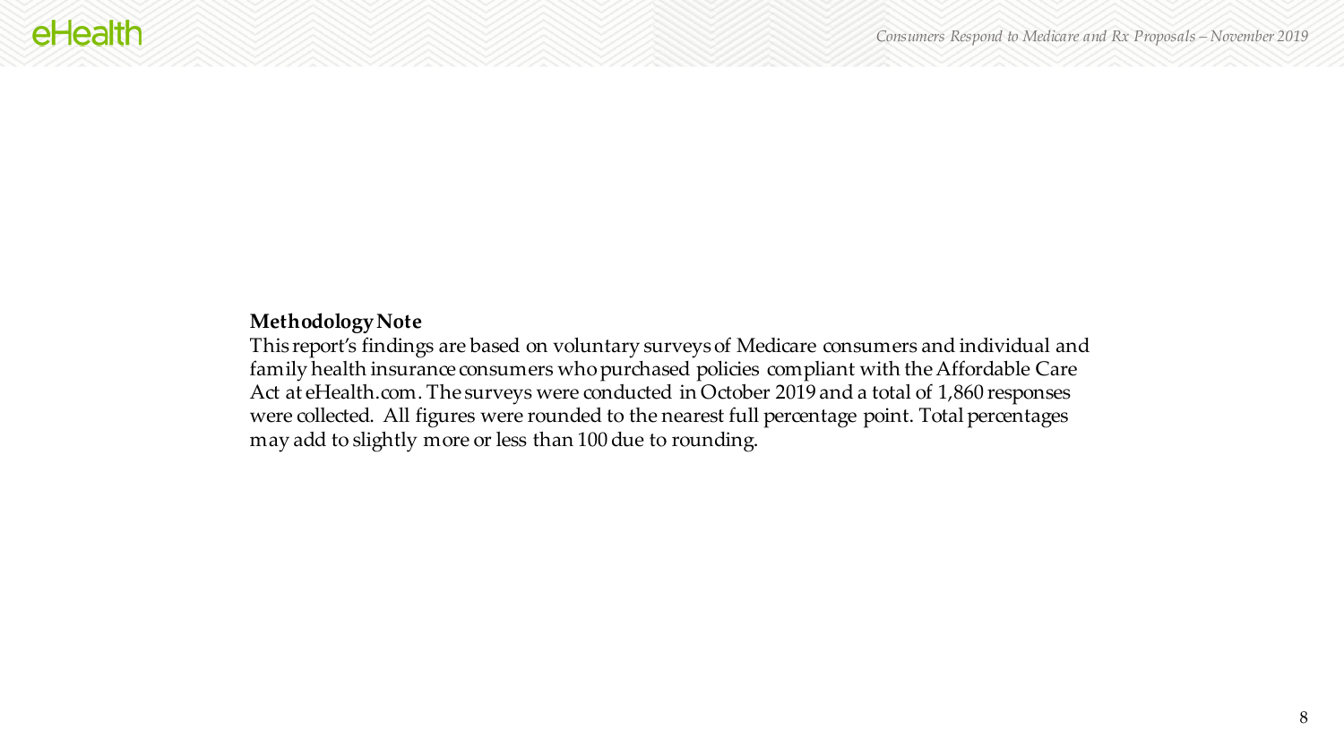**Methodology Note**

This report's findings are based on voluntary surveys of Medicare consumers and individual and family health insurance consumers who purchased policies compliant with the Affordable Care Act at eHealth.com. The surveys were conducted in October 2019 and a total of 1,860 responses were collected. All figures were rounded to the nearest full percentage point. Total percentages may add to slightly more or less than 100 due to rounding.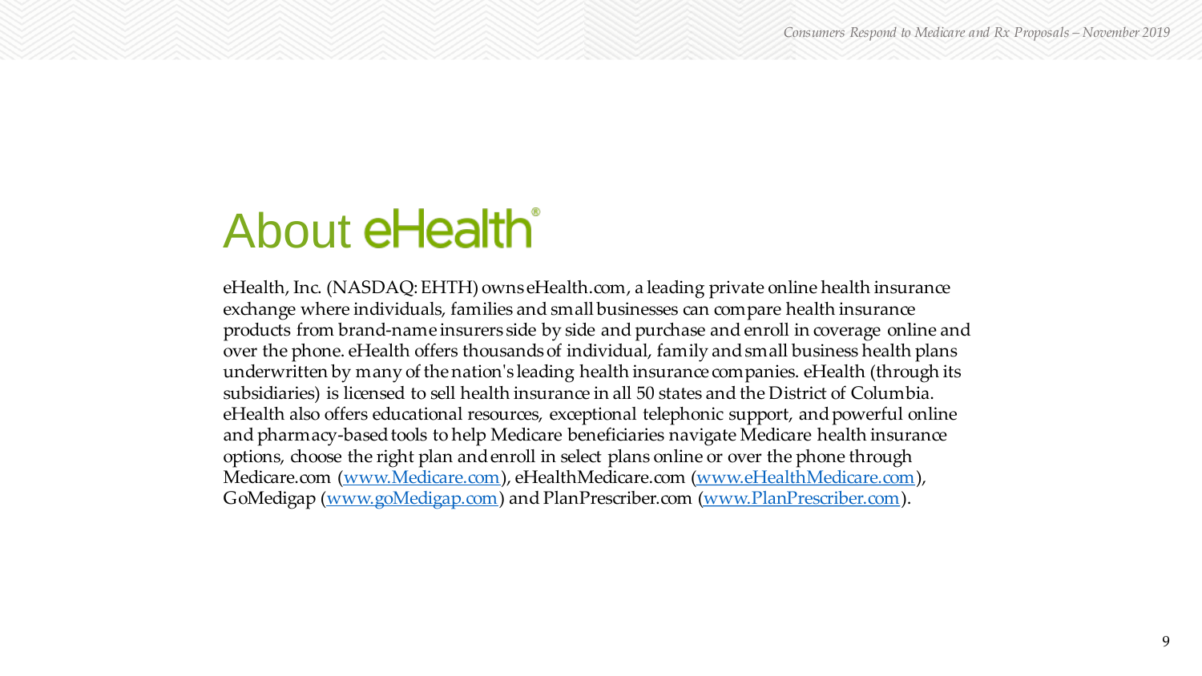# About eHealth®

eHealth, Inc. (NASDAQ: EHTH) owns eHealth.com, a leading private online health insurance exchange where individuals, families and small businesses can compare health insurance products from brand-name insurers side by side and purchase and enroll in coverage online and over the phone. eHealth offers thousands of individual, family and small business health plans underwritten by many of the nation's leading health insurance companies. eHealth (through its subsidiaries) is licensed to sell health insurance in all 50 states and the District of Columbia. eHealth also offers educational resources, exceptional telephonic support, and powerful online and pharmacy-based tools to help Medicare beneficiaries navigate Medicare health insurance options, choose the right plan and enroll in select plans online or over the phone through Medicare.com ([www.Medicare.com](www.Medicare.com)), eHealthMedicare.com ([www.eHealthMedicare.com](www.eHealthMedicare.com)), GoMedigap ([www.goMedigap.com](www.goMedigap.com)) and PlanPrescriber.com ([www.PlanPrescriber.com](www.PlanPrescriber.com)).